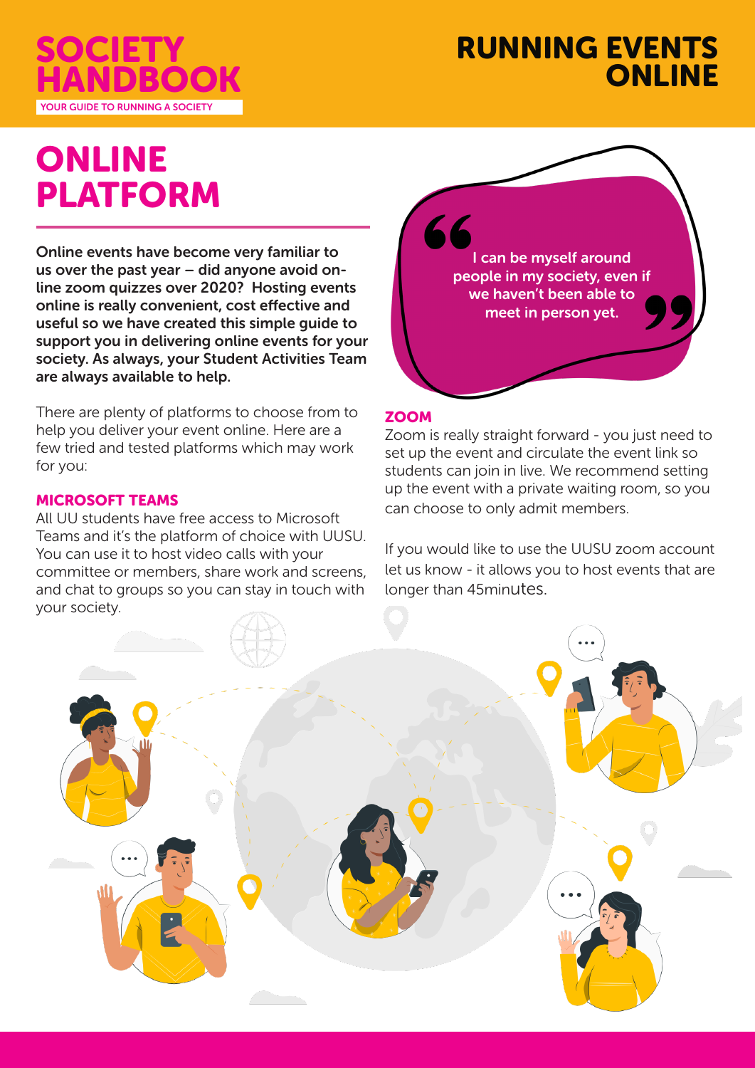# SOCIETY HANDBOOK

YOUR GUIDE TO RUNNING A SOCIETY

# RUNNING EVENTS ONLINE

## ONLINE PLATFORM

**Online events have become very familiar to us over the past year – did anyone avoid on-line zoom quizzes over 2020? Hosting events online is really convenient, cost effective and useful so we have created this simple guide to support you in delivering online events for your society. As always, your Student Activities Team are always available to help.**

There are plenty of platforms to choose from to help you deliver your event online. Here are a few tried and tested platforms which may work for you:

### MICROSOFT TEAMS

All UU students have free access to Microsoft Teams and it's the platform of choice with UUSU. You can use it to host video calls with your committee or members, share work and screens, and chat to groups so you can stay in touch with your society.

> **"I can be myself around people in my society, even if we haven't been able to meet in person yet."**

### ZOOM

Zoom is really straight forward - you just need to set up the event and circulate the event link so students can join in live. We recommend setting up the event with a private waiting room, so you can choose to only admit members.

If you would like to use the UUSU zoom account let us know - it allows you to host events that are longer than 45minutes.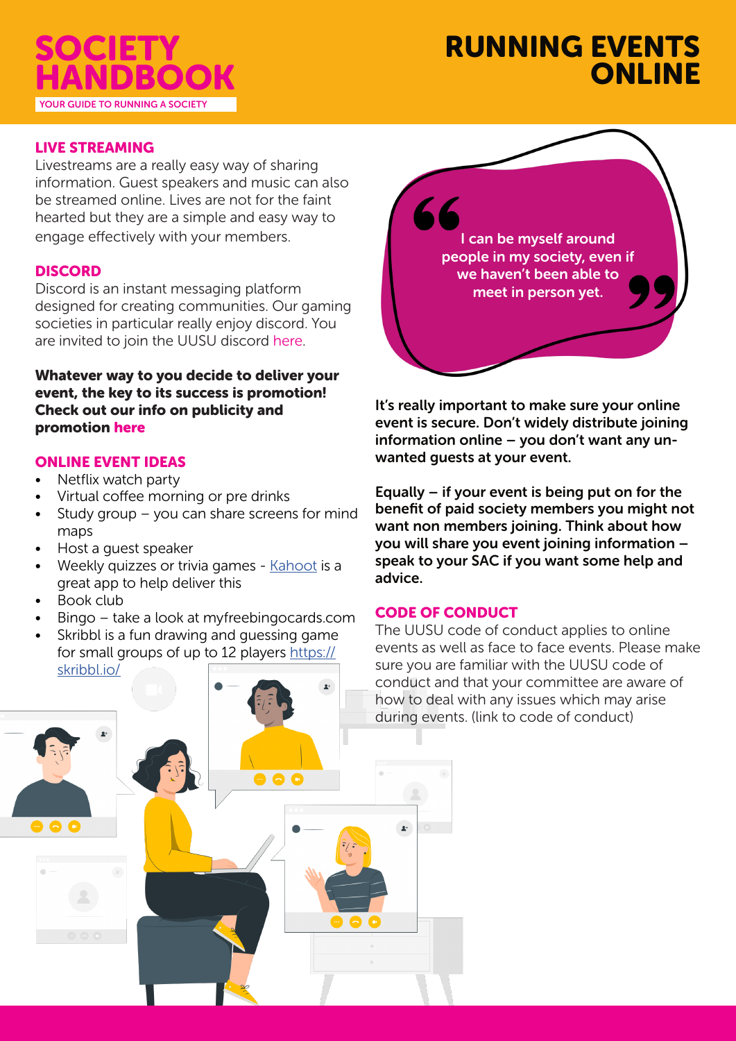# SOCIETY HANDBOOK

YOUR GUIDE TO RUNNING A SOCIETY

# RUNNING EVENTS ONLINE

## LIVE STREAMING

Livestreams are a really easy way of sharing information. Guest speakers and music can also be streamed online. Lives are not for the faint hearted but they are a simple and easy way to engage effectively with your members.

## DISCORD

Discord is an instant messaging platform designed for creating communities. Our gaming societies in particular really enjoy discord. You are invited to join the UUSU discord here.

**Whatever way to you decide to deliver your event, the key to its success is promotion! Check out our info on publicity and promotion here**

## ONLINE EVENT IDEAS

- Netflix watch party
- Virtual coffee morning or pre drinks
- Study group – you can share screens for mind maps
- Host a guest speaker
- Weekly quizzes or trivia games - Kahoot is a great app to help deliver this
- Book club
- Bingo – take a look at myfreebingocards.com
- Skribbl is a fun drawing and guessing game for small groups of up to 12 players https://skribbl.io/

> "I can be myself around people in my society, even if we haven't been able to meet in person yet."

**It's really important to make sure your online event is secure. Don't widely distribute joining information online – you don't want any unwanted guests at your event.**

**Equally – if your event is being put on for the benefit of paid society members you might not want non members joining. Think about how you will share you event joining information – speak to your SAC if you want some help and advice.**

## CODE OF CONDUCT

The UUSU code of conduct applies to online events as well as face to face events. Please make sure you are familiar with the UUSU code of conduct and that your committee are aware of how to deal with any issues which may arise during events. (link to code of conduct)